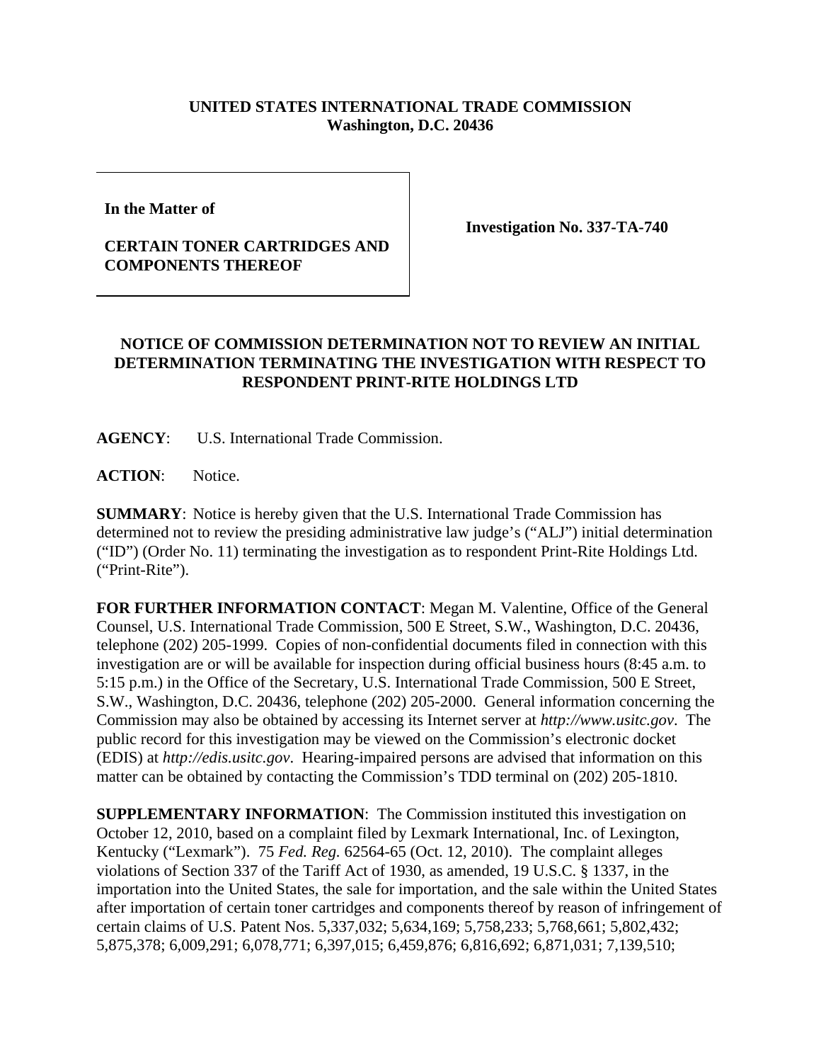**UNITED STATES INTERNATIONAL TRADE COMMISSION**
**Washington, D.C. 20436**

| **In the Matter of** <br><br> **CERTAIN TONER CARTRIDGES AND COMPONENTS THEREOF** | **Investigation No. 337-TA-740** |
|---|---|

**NOTICE OF COMMISSION DETERMINATION NOT TO REVIEW AN INITIAL DETERMINATION TERMINATING THE INVESTIGATION WITH RESPECT TO RESPONDENT PRINT-RITE HOLDINGS LTD**

**AGENCY**: U.S. International Trade Commission.

**ACTION**: Notice.

**SUMMARY**: Notice is hereby given that the U.S. International Trade Commission has determined not to review the presiding administrative law judge's ("ALJ") initial determination ("ID") (Order No. 11) terminating the investigation as to respondent Print-Rite Holdings Ltd. ("Print-Rite").

**FOR FURTHER INFORMATION CONTACT**: Megan M. Valentine, Office of the General Counsel, U.S. International Trade Commission, 500 E Street, S.W., Washington, D.C. 20436, telephone (202) 205-1999. Copies of non-confidential documents filed in connection with this investigation are or will be available for inspection during official business hours (8:45 a.m. to 5:15 p.m.) in the Office of the Secretary, U.S. International Trade Commission, 500 E Street, S.W., Washington, D.C. 20436, telephone (202) 205-2000. General information concerning the Commission may also be obtained by accessing its Internet server at *http://www.usitc.gov*. The public record for this investigation may be viewed on the Commission's electronic docket (EDIS) at *http://edis.usitc.gov*. Hearing-impaired persons are advised that information on this matter can be obtained by contacting the Commission's TDD terminal on (202) 205-1810.

**SUPPLEMENTARY INFORMATION**: The Commission instituted this investigation on October 12, 2010, based on a complaint filed by Lexmark International, Inc. of Lexington, Kentucky ("Lexmark"). 75 *Fed. Reg.* 62564-65 (Oct. 12, 2010). The complaint alleges violations of Section 337 of the Tariff Act of 1930, as amended, 19 U.S.C. § 1337, in the importation into the United States, the sale for importation, and the sale within the United States after importation of certain toner cartridges and components thereof by reason of infringement of certain claims of U.S. Patent Nos. 5,337,032; 5,634,169; 5,758,233; 5,768,661; 5,802,432; 5,875,378; 6,009,291; 6,078,771; 6,397,015; 6,459,876; 6,816,692; 6,871,031; 7,139,510;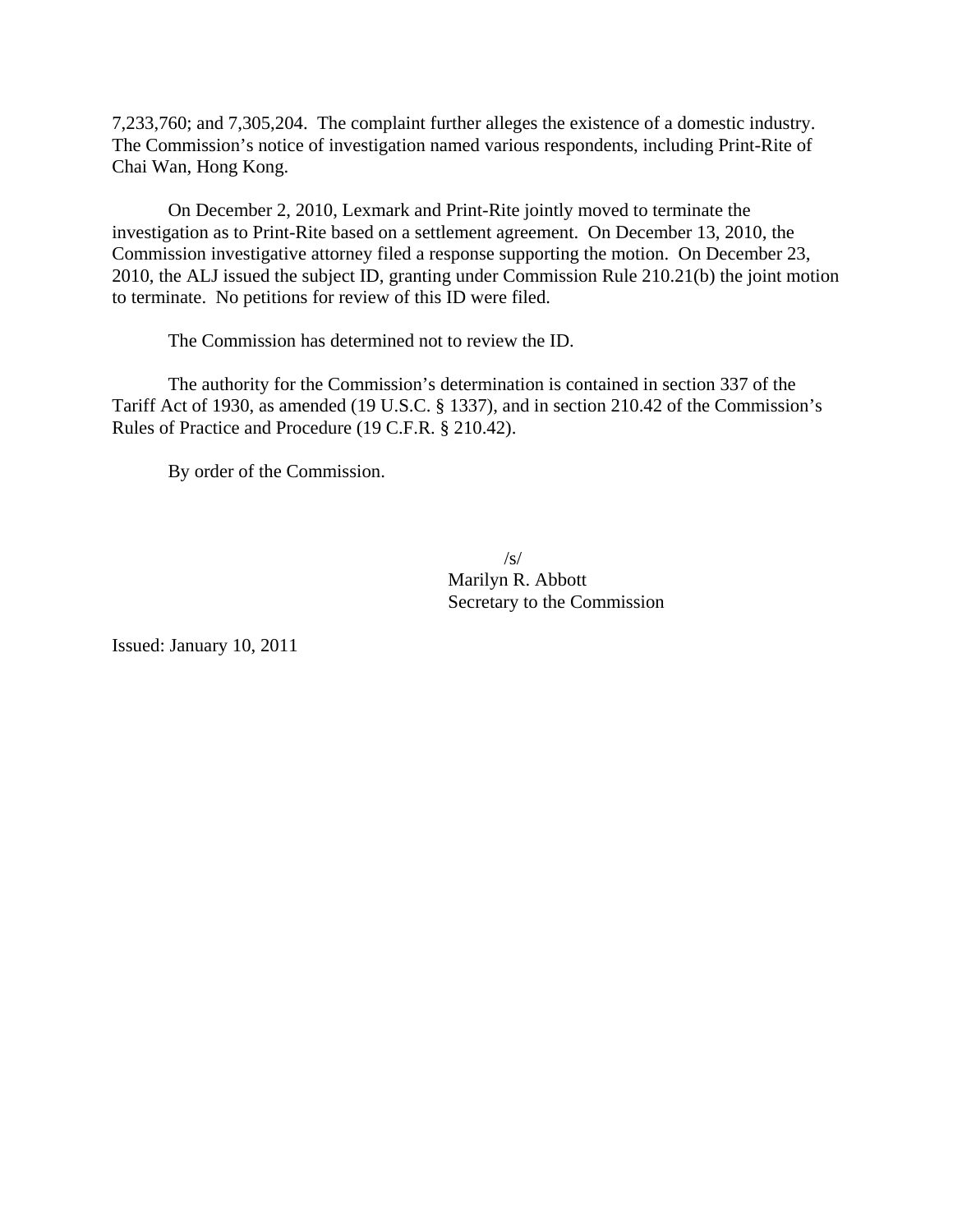7,233,760; and 7,305,204. The complaint further alleges the existence of a domestic industry. The Commission's notice of investigation named various respondents, including Print-Rite of Chai Wan, Hong Kong.

On December 2, 2010, Lexmark and Print-Rite jointly moved to terminate the investigation as to Print-Rite based on a settlement agreement. On December 13, 2010, the Commission investigative attorney filed a response supporting the motion. On December 23, 2010, the ALJ issued the subject ID, granting under Commission Rule 210.21(b) the joint motion to terminate. No petitions for review of this ID were filed.

The Commission has determined not to review the ID.

The authority for the Commission's determination is contained in section 337 of the Tariff Act of 1930, as amended (19 U.S.C. § 1337), and in section 210.42 of the Commission's Rules of Practice and Procedure (19 C.F.R. § 210.42).

By order of the Commission.

/s/
Marilyn R. Abbott
Secretary to the Commission

Issued: January 10, 2011